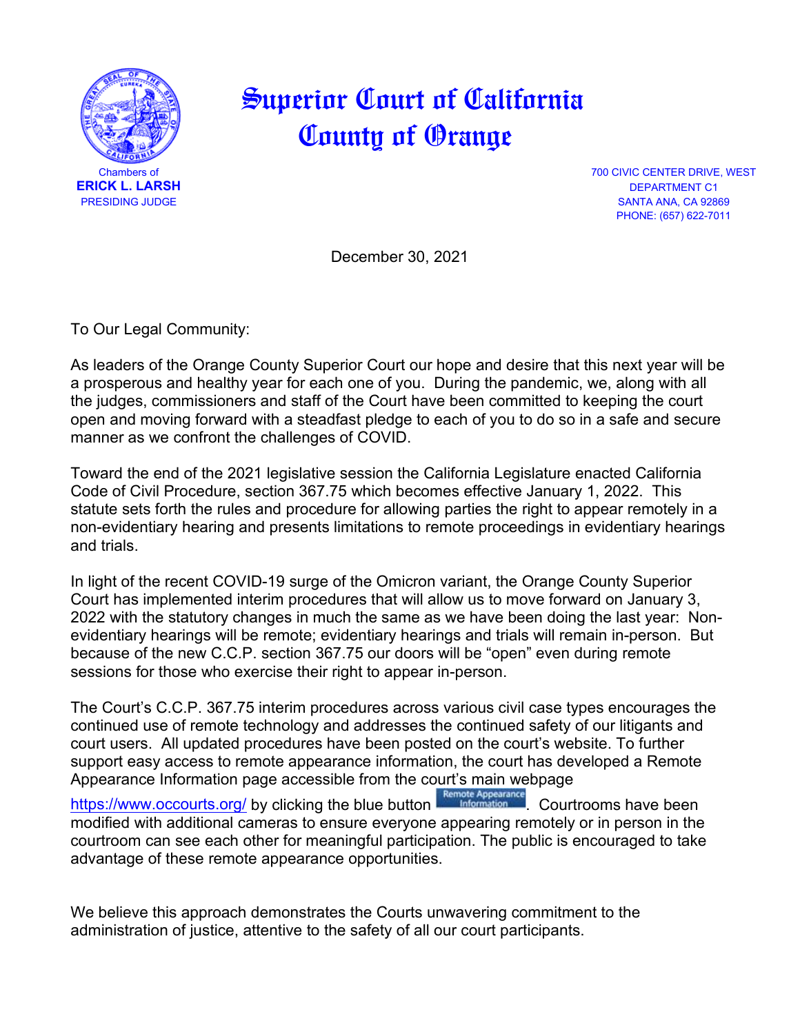# Superior Court of California
# County of Orange

Chambers of
**ERICK L. LARSH**
PRESIDING JUDGE

700 CIVIC CENTER DRIVE, WEST
DEPARTMENT C1
SANTA ANA, CA 92869
PHONE: (657) 622-7011

December 30, 2021

To Our Legal Community:

As leaders of the Orange County Superior Court our hope and desire that this next year will be a prosperous and healthy year for each one of you. During the pandemic, we, along with all the judges, commissioners and staff of the Court have been committed to keeping the court open and moving forward with a steadfast pledge to each of you to do so in a safe and secure manner as we confront the challenges of COVID.

Toward the end of the 2021 legislative session the California Legislature enacted California Code of Civil Procedure, section 367.75 which becomes effective January 1, 2022. This statute sets forth the rules and procedure for allowing parties the right to appear remotely in a non-evidentiary hearing and presents limitations to remote proceedings in evidentiary hearings and trials.

In light of the recent COVID-19 surge of the Omicron variant, the Orange County Superior Court has implemented interim procedures that will allow us to move forward on January 3, 2022 with the statutory changes in much the same as we have been doing the last year: Non-evidentiary hearings will be remote; evidentiary hearings and trials will remain in-person. But because of the new C.C.P. section 367.75 our doors will be "open" even during remote sessions for those who exercise their right to appear in-person.

The Court's C.C.P. 367.75 interim procedures across various civil case types encourages the continued use of remote technology and addresses the continued safety of our litigants and court users. All updated procedures have been posted on the court's website. To further support easy access to remote appearance information, the court has developed a Remote Appearance Information page accessible from the court's main webpage https://www.occourts.org/ by clicking the blue button Remote Appearance Information. Courtrooms have been modified with additional cameras to ensure everyone appearing remotely or in person in the courtroom can see each other for meaningful participation. The public is encouraged to take advantage of these remote appearance opportunities.

We believe this approach demonstrates the Courts unwavering commitment to the administration of justice, attentive to the safety of all our court participants.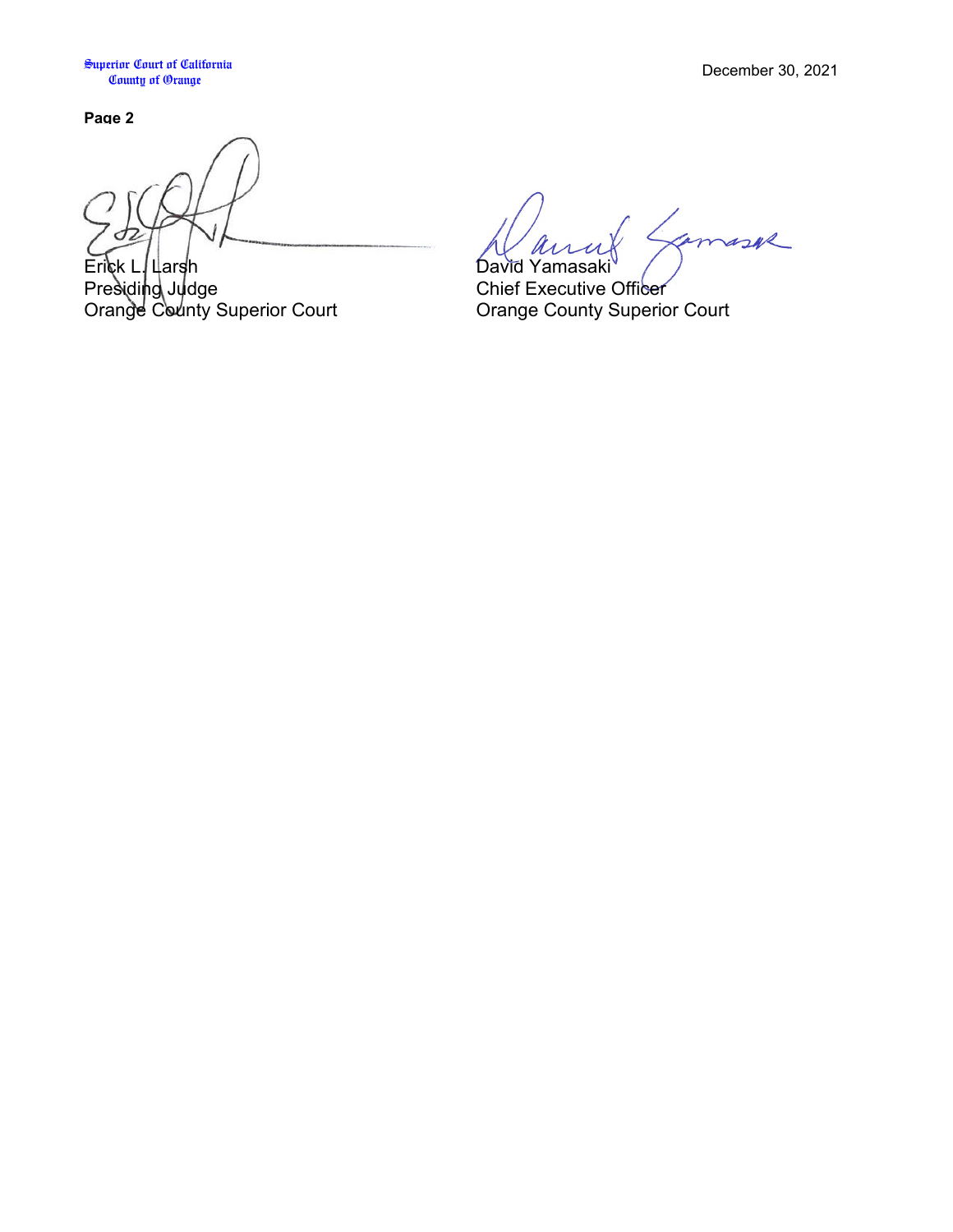Erick L. Larsh
Presiding Judge
Orange County Superior Court

David Yamasaki
Chief Executive Officer
Orange County Superior Court